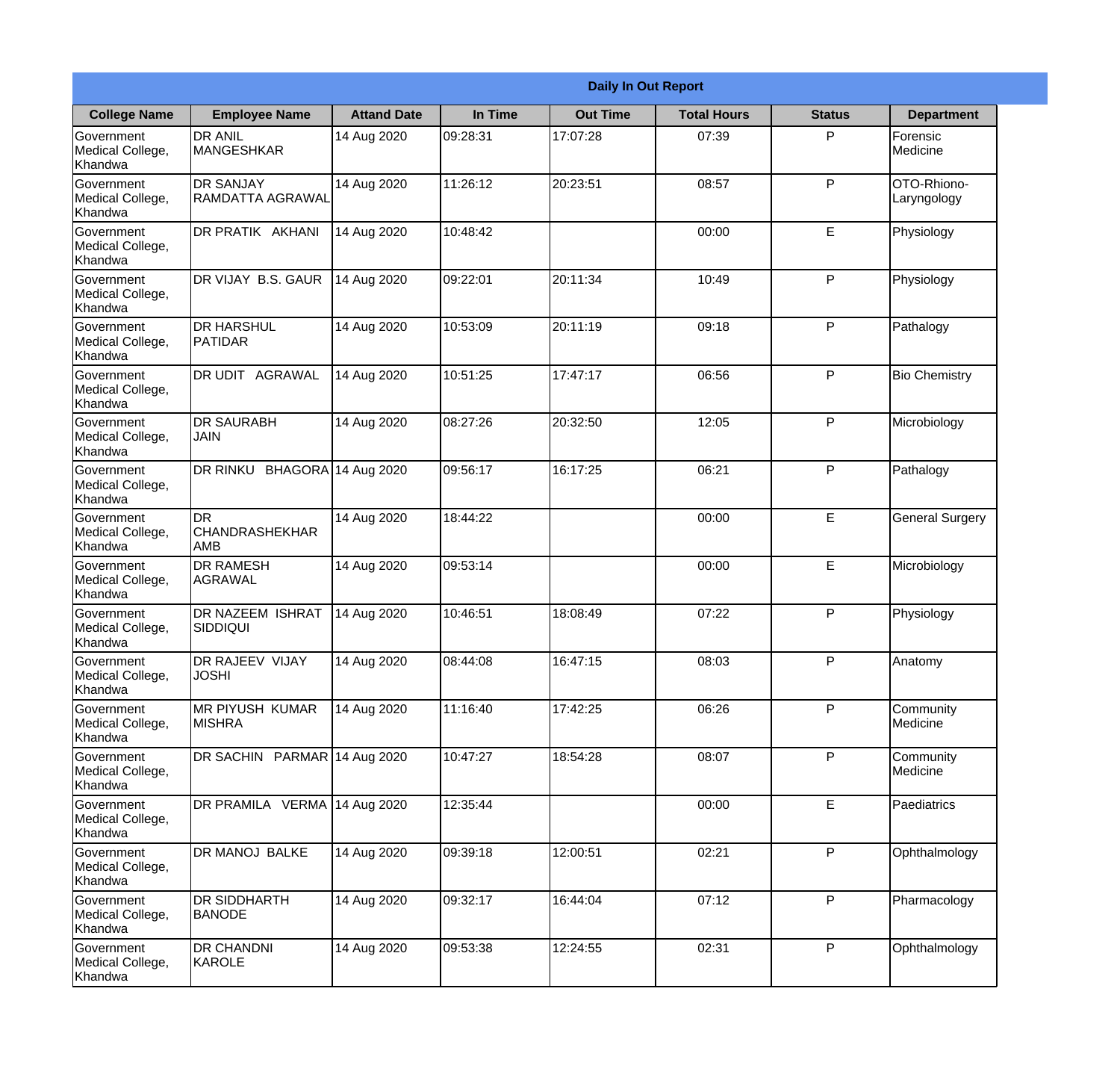**Daily In Out Report**

| College Name | Employee Name | Attand Date | In Time | Out Time | Total Hours | Status | Department |
|---|---|---|---|---|---|---|---|
| Government Medical College, Khandwa | DR ANIL MANGESHKAR | 14 Aug 2020 | 09:28:31 | 17:07:28 | 07:39 | P | Forensic Medicine |
| Government Medical College, Khandwa | DR SANJAY RAMDATTA AGRAWAL | 14 Aug 2020 | 11:26:12 | 20:23:51 | 08:57 | P | OTO-Rhiono-Laryngology |
| Government Medical College, Khandwa | DR PRATIK AKHANI | 14 Aug 2020 | 10:48:42 | | 00:00 | E | Physiology |
| Government Medical College, Khandwa | DR VIJAY B.S. GAUR | 14 Aug 2020 | 09:22:01 | 20:11:34 | 10:49 | P | Physiology |
| Government Medical College, Khandwa | DR HARSHUL PATIDAR | 14 Aug 2020 | 10:53:09 | 20:11:19 | 09:18 | P | Pathalogy |
| Government Medical College, Khandwa | DR UDIT AGRAWAL | 14 Aug 2020 | 10:51:25 | 17:47:17 | 06:56 | P | Bio Chemistry |
| Government Medical College, Khandwa | DR SAURABH JAIN | 14 Aug 2020 | 08:27:26 | 20:32:50 | 12:05 | P | Microbiology |
| Government Medical College, Khandwa | DR RINKU BHAGORA | 14 Aug 2020 | 09:56:17 | 16:17:25 | 06:21 | P | Pathalogy |
| Government Medical College, Khandwa | DR CHANDRASHEKHAR AMB | 14 Aug 2020 | 18:44:22 | | 00:00 | E | General Surgery |
| Government Medical College, Khandwa | DR RAMESH AGRAWAL | 14 Aug 2020 | 09:53:14 | | 00:00 | E | Microbiology |
| Government Medical College, Khandwa | DR NAZEEM ISHRAT SIDDIQUI | 14 Aug 2020 | 10:46:51 | 18:08:49 | 07:22 | P | Physiology |
| Government Medical College, Khandwa | DR RAJEEV VIJAY JOSHI | 14 Aug 2020 | 08:44:08 | 16:47:15 | 08:03 | P | Anatomy |
| Government Medical College, Khandwa | MR PIYUSH KUMAR MISHRA | 14 Aug 2020 | 11:16:40 | 17:42:25 | 06:26 | P | Community Medicine |
| Government Medical College, Khandwa | DR SACHIN PARMAR | 14 Aug 2020 | 10:47:27 | 18:54:28 | 08:07 | P | Community Medicine |
| Government Medical College, Khandwa | DR PRAMILA VERMA | 14 Aug 2020 | 12:35:44 | | 00:00 | E | Paediatrics |
| Government Medical College, Khandwa | DR MANOJ BALKE | 14 Aug 2020 | 09:39:18 | 12:00:51 | 02:21 | P | Ophthalmology |
| Government Medical College, Khandwa | DR SIDDHARTH BANODE | 14 Aug 2020 | 09:32:17 | 16:44:04 | 07:12 | P | Pharmacology |
| Government Medical College, Khandwa | DR CHANDNI KAROLE | 14 Aug 2020 | 09:53:38 | 12:24:55 | 02:31 | P | Ophthalmology |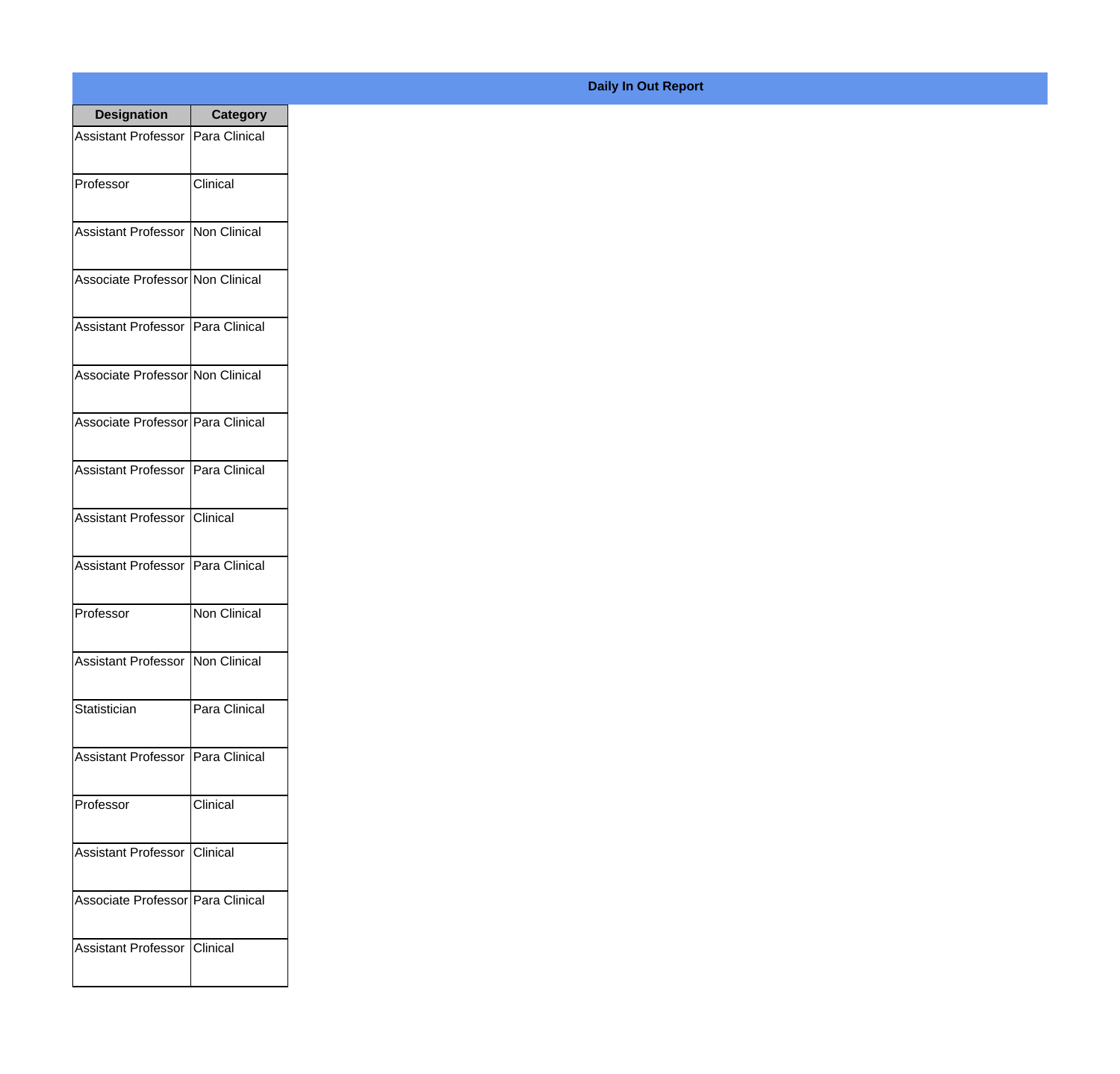**Daily In Out Report**

| Designation | Category |
| --- | --- |
| Assistant Professor | Para Clinical |
| Professor | Clinical |
| Assistant Professor | Non Clinical |
| Associate Professor | Non Clinical |
| Assistant Professor | Para Clinical |
| Associate Professor | Non Clinical |
| Associate Professor | Para Clinical |
| Assistant Professor | Para Clinical |
| Assistant Professor | Clinical |
| Assistant Professor | Para Clinical |
| Professor | Non Clinical |
| Assistant Professor | Non Clinical |
| Statistician | Para Clinical |
| Assistant Professor | Para Clinical |
| Professor | Clinical |
| Assistant Professor | Clinical |
| Associate Professor | Para Clinical |
| Assistant Professor | Clinical |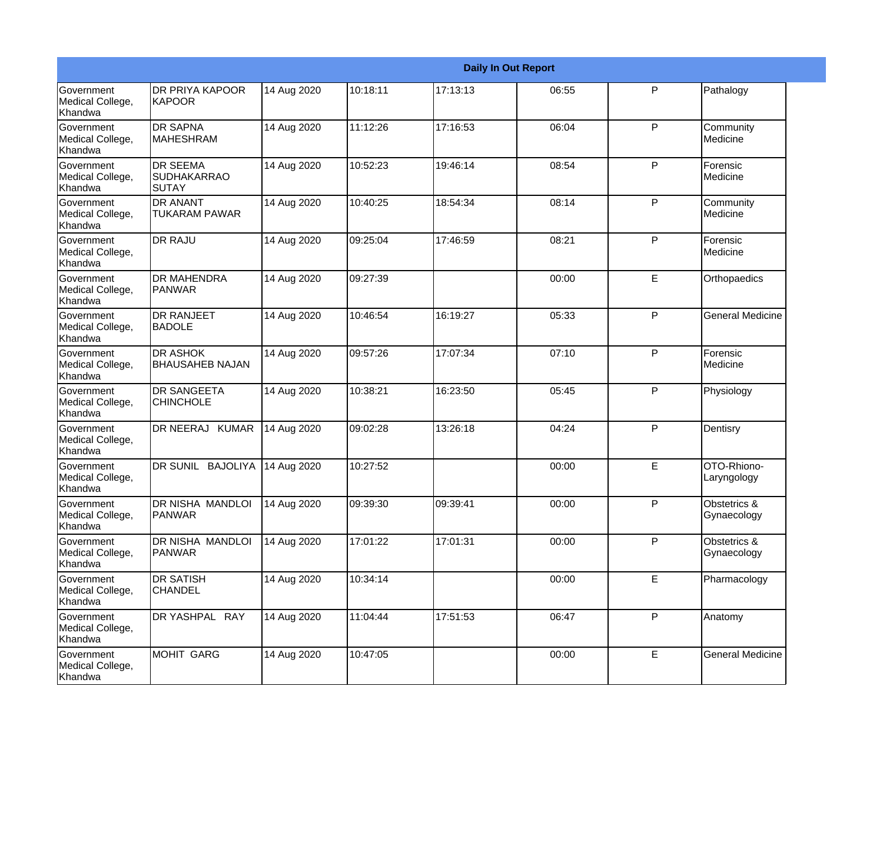| Daily In Out Report | | | | | | | |
|---|---|---|---|---|---|---|---|
| Government Medical College, Khandwa | DR PRIYA KAPOOR KAPOOR | 14 Aug 2020 | 10:18:11 | 17:13:13 | 06:55 | P | Pathalogy |
| Government Medical College, Khandwa | DR SAPNA MAHESHRAM | 14 Aug 2020 | 11:12:26 | 17:16:53 | 06:04 | P | Community Medicine |
| Government Medical College, Khandwa | DR SEEMA SUDHAKARRAO SUTAY | 14 Aug 2020 | 10:52:23 | 19:46:14 | 08:54 | P | Forensic Medicine |
| Government Medical College, Khandwa | DR ANANT TUKARAM PAWAR | 14 Aug 2020 | 10:40:25 | 18:54:34 | 08:14 | P | Community Medicine |
| Government Medical College, Khandwa | DR RAJU | 14 Aug 2020 | 09:25:04 | 17:46:59 | 08:21 | P | Forensic Medicine |
| Government Medical College, Khandwa | DR MAHENDRA PANWAR | 14 Aug 2020 | 09:27:39 | | 00:00 | E | Orthopaedics |
| Government Medical College, Khandwa | DR RANJEET BADOLE | 14 Aug 2020 | 10:46:54 | 16:19:27 | 05:33 | P | General Medicine |
| Government Medical College, Khandwa | DR ASHOK BHAUSAHEB NAJAN | 14 Aug 2020 | 09:57:26 | 17:07:34 | 07:10 | P | Forensic Medicine |
| Government Medical College, Khandwa | DR SANGEETA CHINCHOLE | 14 Aug 2020 | 10:38:21 | 16:23:50 | 05:45 | P | Physiology |
| Government Medical College, Khandwa | DR NEERAJ KUMAR | 14 Aug 2020 | 09:02:28 | 13:26:18 | 04:24 | P | Dentisry |
| Government Medical College, Khandwa | DR SUNIL BAJOLIYA | 14 Aug 2020 | 10:27:52 | | 00:00 | E | OTO-Rhiono-Laryngology |
| Government Medical College, Khandwa | DR NISHA MANDLOI PANWAR | 14 Aug 2020 | 09:39:30 | 09:39:41 | 00:00 | P | Obstetrics & Gynaecology |
| Government Medical College, Khandwa | DR NISHA MANDLOI PANWAR | 14 Aug 2020 | 17:01:22 | 17:01:31 | 00:00 | P | Obstetrics & Gynaecology |
| Government Medical College, Khandwa | DR SATISH CHANDEL | 14 Aug 2020 | 10:34:14 | | 00:00 | E | Pharmacology |
| Government Medical College, Khandwa | DR YASHPAL RAY | 14 Aug 2020 | 11:04:44 | 17:51:53 | 06:47 | P | Anatomy |
| Government Medical College, Khandwa | MOHIT GARG | 14 Aug 2020 | 10:47:05 | | 00:00 | E | General Medicine |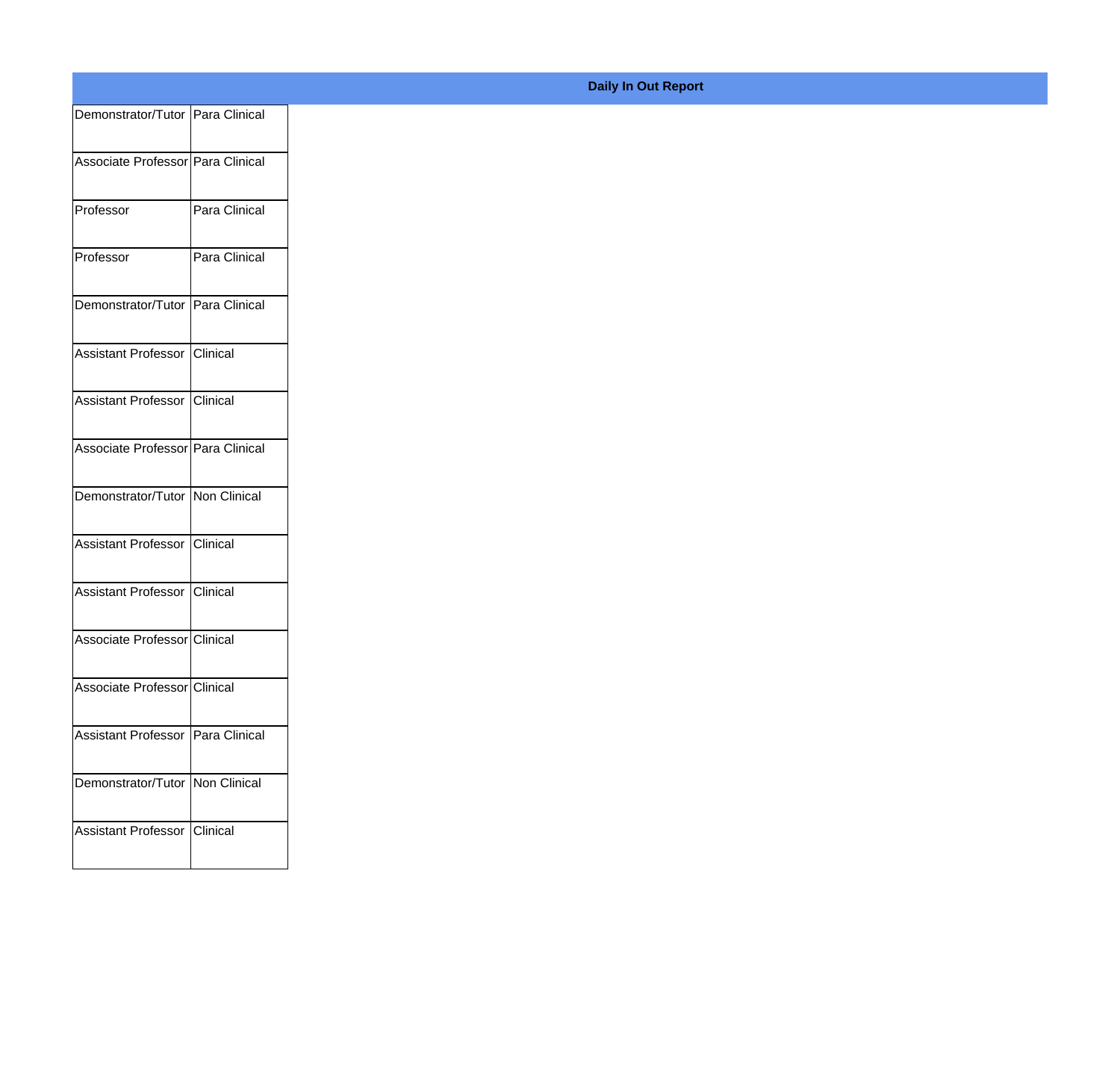**Daily In Out Report**

| | |
|---|---|
| Demonstrator/Tutor | Para Clinical |
| Associate Professor | Para Clinical |
| Professor | Para Clinical |
| Professor | Para Clinical |
| Demonstrator/Tutor | Para Clinical |
| Assistant Professor | Clinical |
| Assistant Professor | Clinical |
| Associate Professor | Para Clinical |
| Demonstrator/Tutor | Non Clinical |
| Assistant Professor | Clinical |
| Assistant Professor | Clinical |
| Associate Professor | Clinical |
| Associate Professor | Clinical |
| Assistant Professor | Para Clinical |
| Demonstrator/Tutor | Non Clinical |
| Assistant Professor | Clinical |